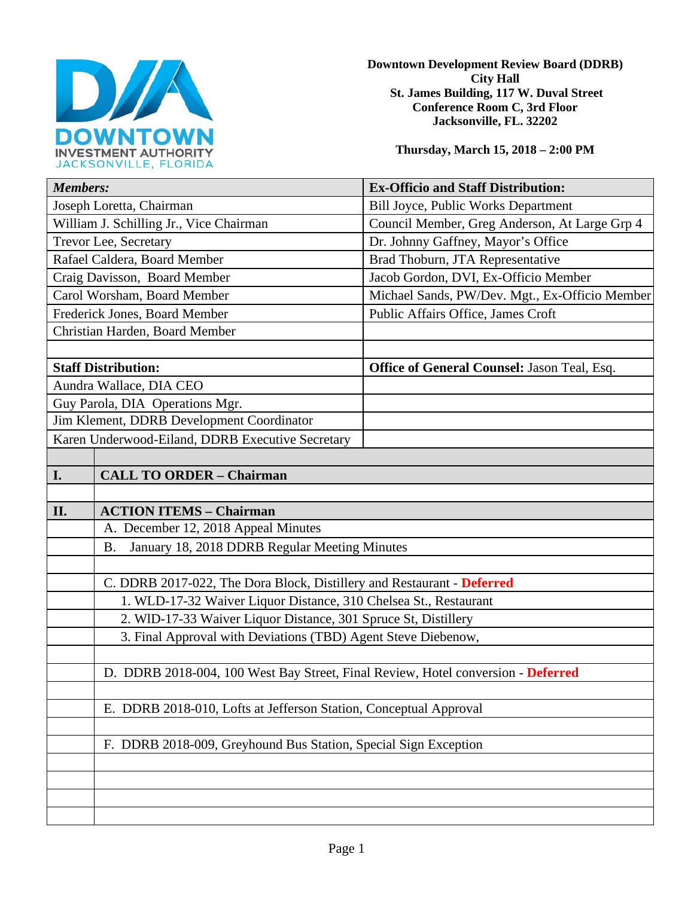DOWNTOWN INVESTMENT AUTHORITY
JACKSONVILLE, FLORIDA

**Downtown Development Review Board (DDRB)**
**City Hall**
**St. James Building, 117 W. Duval Street**
**Conference Room C, 3rd Floor**
**Jacksonville, FL. 32202**

**Thursday, March 15, 2018 – 2:00 PM**

| ***Members:*** | **Ex-Officio and Staff Distribution:** |
|---|---|
| Joseph Loretta, Chairman | Bill Joyce, Public Works Department |
| William J. Schilling Jr., Vice Chairman | Council Member, Greg Anderson, At Large Grp 4 |
| Trevor Lee, Secretary | Dr. Johnny Gaffney, Mayor's Office |
| Rafael Caldera, Board Member | Brad Thoburn, JTA Representative |
| Craig Davisson, Board Member | Jacob Gordon, DVI, Ex-Officio Member |
| Carol Worsham, Board Member | Michael Sands, PW/Dev. Mgt., Ex-Officio Member |
| Frederick Jones, Board Member | Public Affairs Office, James Croft |
| Christian Harden, Board Member | |
| | |
| **Staff Distribution:** | **Office of General Counsel:** Jason Teal, Esq. |
| Aundra Wallace, DIA CEO | |
| Guy Parola, DIA Operations Mgr. | |
| Jim Klement, DDRB Development Coordinator | |
| Karen Underwood-Eiland, DDRB Executive Secretary | |

| | |
|---|---|
| **I.** | **CALL TO ORDER – Chairman** |
| | |
| **II.** | **ACTION ITEMS – Chairman** |
| | A. December 12, 2018 Appeal Minutes |
| | B. January 18, 2018 DDRB Regular Meeting Minutes |
| | |
| | C. DDRB 2017-022, The Dora Block, Distillery and Restaurant - **Deferred** |
| | 1. WLD-17-32 Waiver Liquor Distance, 310 Chelsea St., Restaurant |
| | 2. WlD-17-33 Waiver Liquor Distance, 301 Spruce St, Distillery |
| | 3. Final Approval with Deviations (TBD) Agent Steve Diebenow, |
| | |
| | D. DDRB 2018-004, 100 West Bay Street, Final Review, Hotel conversion - **Deferred** |
| | |
| | E. DDRB 2018-010, Lofts at Jefferson Station, Conceptual Approval |
| | |
| | F. DDRB 2018-009, Greyhound Bus Station, Special Sign Exception |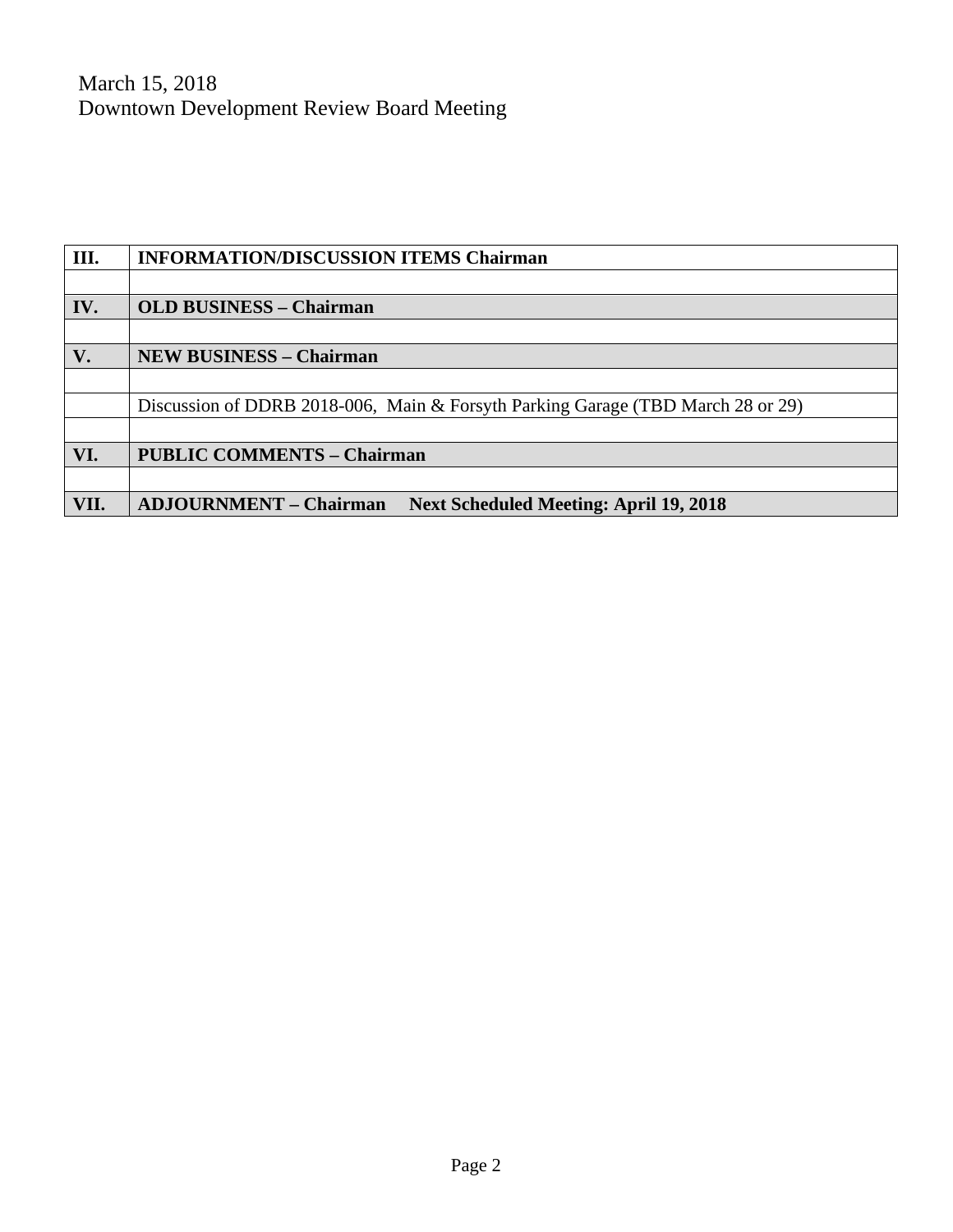March 15, 2018
Downtown Development Review Board Meeting

| | |
|---|---|
| **III.** | **INFORMATION/DISCUSSION ITEMS Chairman** |
| | |
| **IV.** | **OLD BUSINESS – Chairman** |
| | |
| **V.** | **NEW BUSINESS – Chairman** |
| | |
| | Discussion of DDRB 2018-006, Main & Forsyth Parking Garage (TBD March 28 or 29) |
| | |
| **VI.** | **PUBLIC COMMENTS – Chairman** |
| | |
| **VII.** | **ADJOURNMENT – Chairman Next Scheduled Meeting: April 19, 2018** |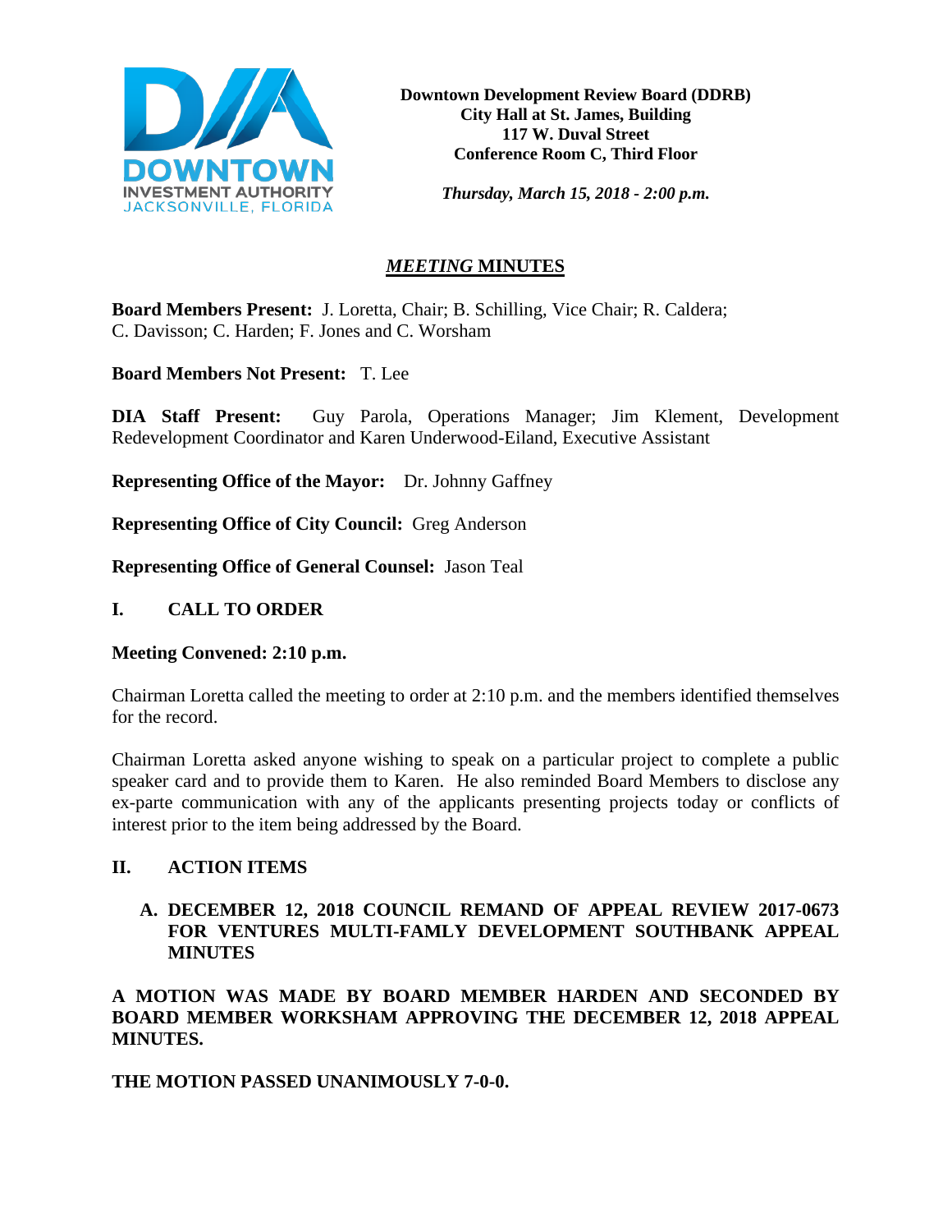**Downtown Development Review Board (DDRB)**
**City Hall at St. James, Building**
**117 W. Duval Street**
**Conference Room C, Third Floor**

*Thursday, March 15, 2018 - 2:00 p.m.*

# ***MEETING* MINUTES**

**Board Members Present:** J. Loretta, Chair; B. Schilling, Vice Chair; R. Caldera; C. Davisson; C. Harden; F. Jones and C. Worsham

**Board Members Not Present:** T. Lee

**DIA Staff Present:** Guy Parola, Operations Manager; Jim Klement, Development Redevelopment Coordinator and Karen Underwood-Eiland, Executive Assistant

**Representing Office of the Mayor:** Dr. Johnny Gaffney

**Representing Office of City Council:** Greg Anderson

**Representing Office of General Counsel:** Jason Teal

## I. CALL TO ORDER

**Meeting Convened: 2:10 p.m.**

Chairman Loretta called the meeting to order at 2:10 p.m. and the members identified themselves for the record.

Chairman Loretta asked anyone wishing to speak on a particular project to complete a public speaker card and to provide them to Karen. He also reminded Board Members to disclose any ex-parte communication with any of the applicants presenting projects today or conflicts of interest prior to the item being addressed by the Board.

## II. ACTION ITEMS

### A. DECEMBER 12, 2018 COUNCIL REMAND OF APPEAL REVIEW 2017-0673 FOR VENTURES MULTI-FAMLY DEVELOPMENT SOUTHBANK APPEAL MINUTES

**A MOTION WAS MADE BY BOARD MEMBER HARDEN AND SECONDED BY BOARD MEMBER WORKSHAM APPROVING THE DECEMBER 12, 2018 APPEAL MINUTES.**

**THE MOTION PASSED UNANIMOUSLY 7-0-0.**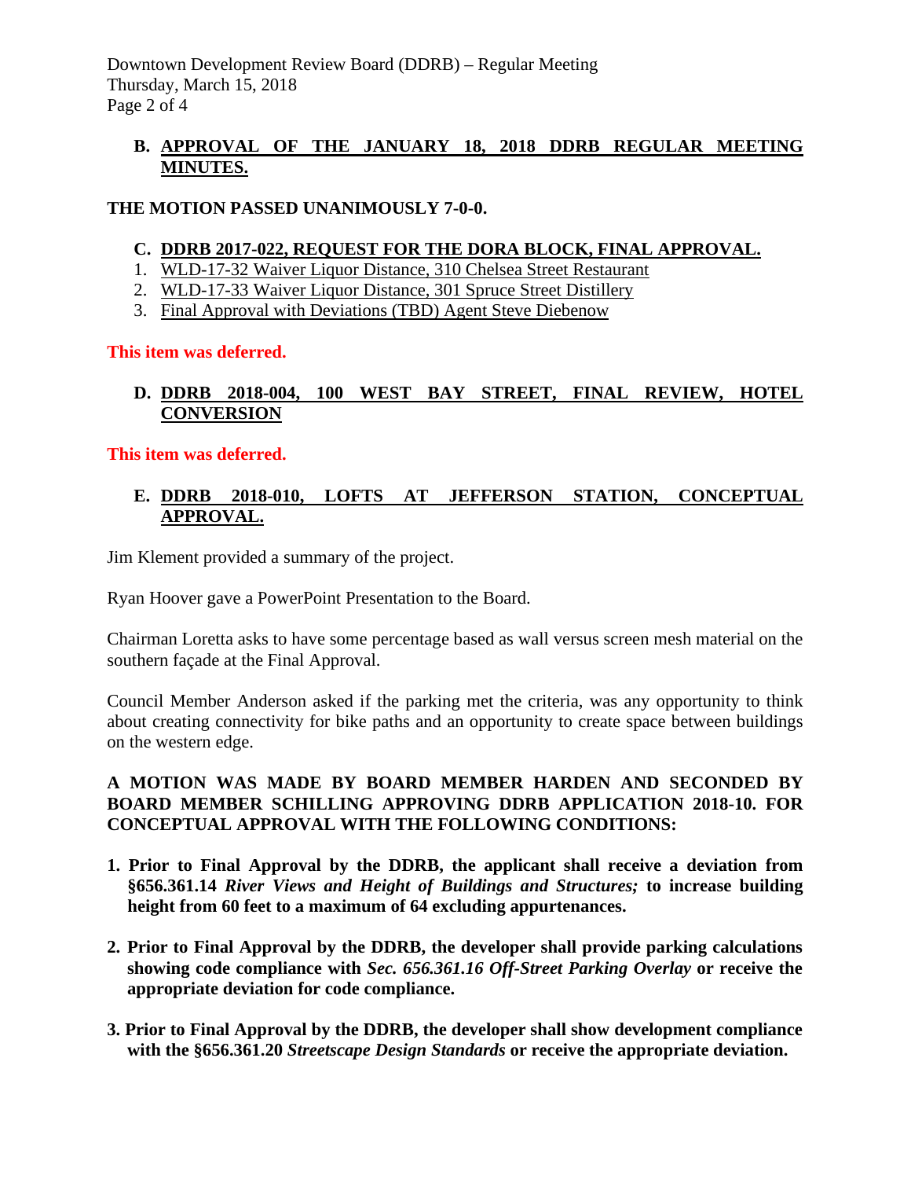**B. APPROVAL OF THE JANUARY 18, 2018 DDRB REGULAR MEETING MINUTES.**

**THE MOTION PASSED UNANIMOUSLY 7-0-0.**

**C. DDRB 2017-022, REQUEST FOR THE DORA BLOCK, FINAL APPROVAL.**

1. WLD-17-32 Waiver Liquor Distance, 310 Chelsea Street Restaurant
2. WLD-17-33 Waiver Liquor Distance, 301 Spruce Street Distillery
3. Final Approval with Deviations (TBD) Agent Steve Diebenow

**This item was deferred.**

**D. DDRB 2018-004, 100 WEST BAY STREET, FINAL REVIEW, HOTEL CONVERSION**

**This item was deferred.**

**E. DDRB 2018-010, LOFTS AT JEFFERSON STATION, CONCEPTUAL APPROVAL.**

Jim Klement provided a summary of the project.

Ryan Hoover gave a PowerPoint Presentation to the Board.

Chairman Loretta asks to have some percentage based as wall versus screen mesh material on the southern façade at the Final Approval.

Council Member Anderson asked if the parking met the criteria, was any opportunity to think about creating connectivity for bike paths and an opportunity to create space between buildings on the western edge.

**A MOTION WAS MADE BY BOARD MEMBER HARDEN AND SECONDED BY BOARD MEMBER SCHILLING APPROVING DDRB APPLICATION 2018-10. FOR CONCEPTUAL APPROVAL WITH THE FOLLOWING CONDITIONS:**

1. **Prior to Final Approval by the DDRB, the applicant shall receive a deviation from §656.361.14 *River Views and Height of Buildings and Structures;* to increase building height from 60 feet to a maximum of 64 excluding appurtenances.**

2. **Prior to Final Approval by the DDRB, the developer shall provide parking calculations showing code compliance with *Sec. 656.361.16 Off-Street Parking Overlay* or receive the appropriate deviation for code compliance.**

3. **Prior to Final Approval by the DDRB, the developer shall show development compliance with the §656.361.20 *Streetscape Design Standards* or receive the appropriate deviation.**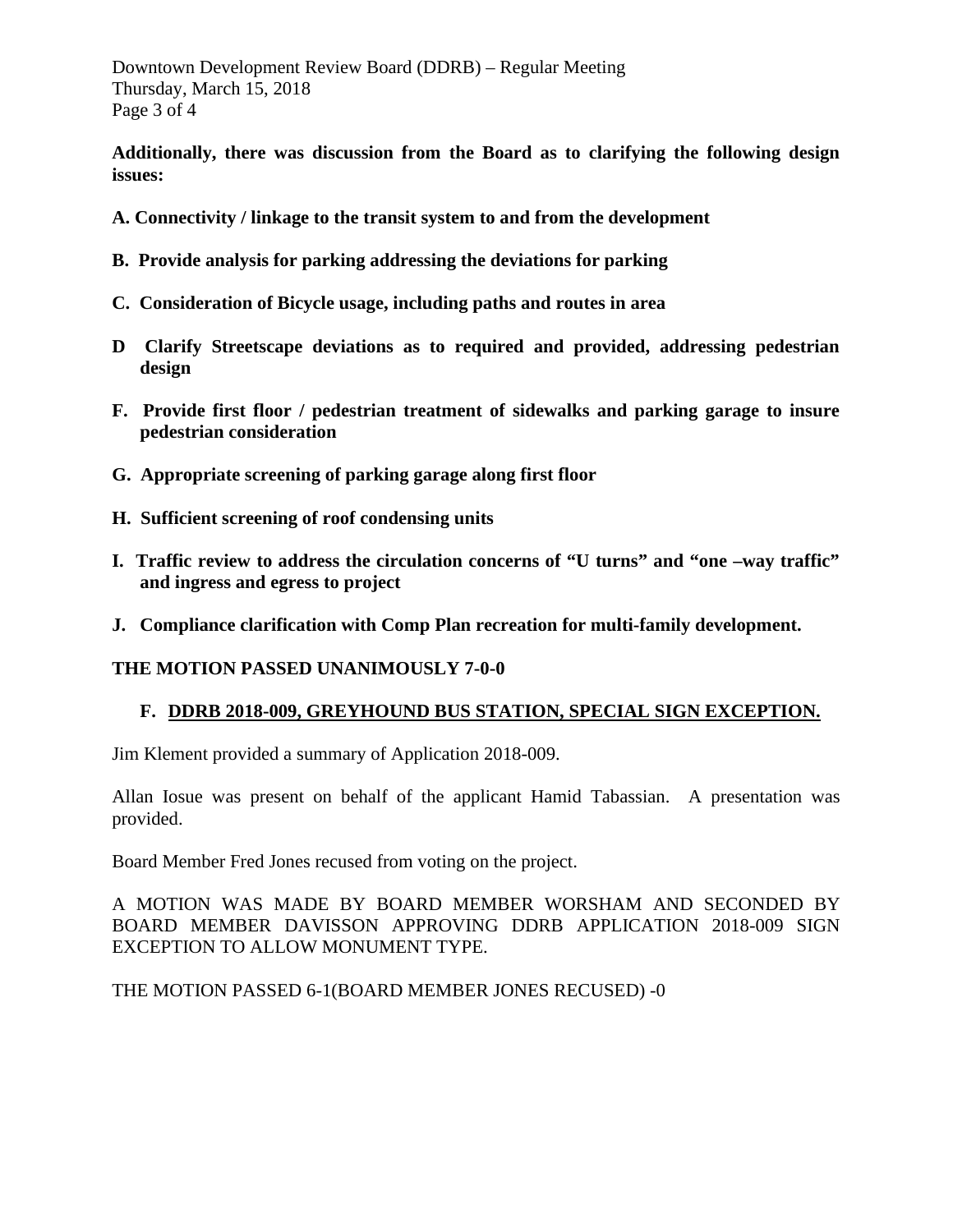**Additionally, there was discussion from the Board as to clarifying the following design issues:**

**A. Connectivity / linkage to the transit system to and from the development**

**B. Provide analysis for parking addressing the deviations for parking**

**C. Consideration of Bicycle usage, including paths and routes in area**

**D Clarify Streetscape deviations as to required and provided, addressing pedestrian design**

**F. Provide first floor / pedestrian treatment of sidewalks and parking garage to insure pedestrian consideration**

**G. Appropriate screening of parking garage along first floor**

**H. Sufficient screening of roof condensing units**

**I. Traffic review to address the circulation concerns of "U turns" and "one –way traffic" and ingress and egress to project**

**J. Compliance clarification with Comp Plan recreation for multi-family development.**

**THE MOTION PASSED UNANIMOUSLY 7-0-0**

### F. DDRB 2018-009, GREYHOUND BUS STATION, SPECIAL SIGN EXCEPTION.

Jim Klement provided a summary of Application 2018-009.

Allan Iosue was present on behalf of the applicant Hamid Tabassian. A presentation was provided.

Board Member Fred Jones recused from voting on the project.

A MOTION WAS MADE BY BOARD MEMBER WORSHAM AND SECONDED BY BOARD MEMBER DAVISSON APPROVING DDRB APPLICATION 2018-009 SIGN EXCEPTION TO ALLOW MONUMENT TYPE.

THE MOTION PASSED 6-1(BOARD MEMBER JONES RECUSED) -0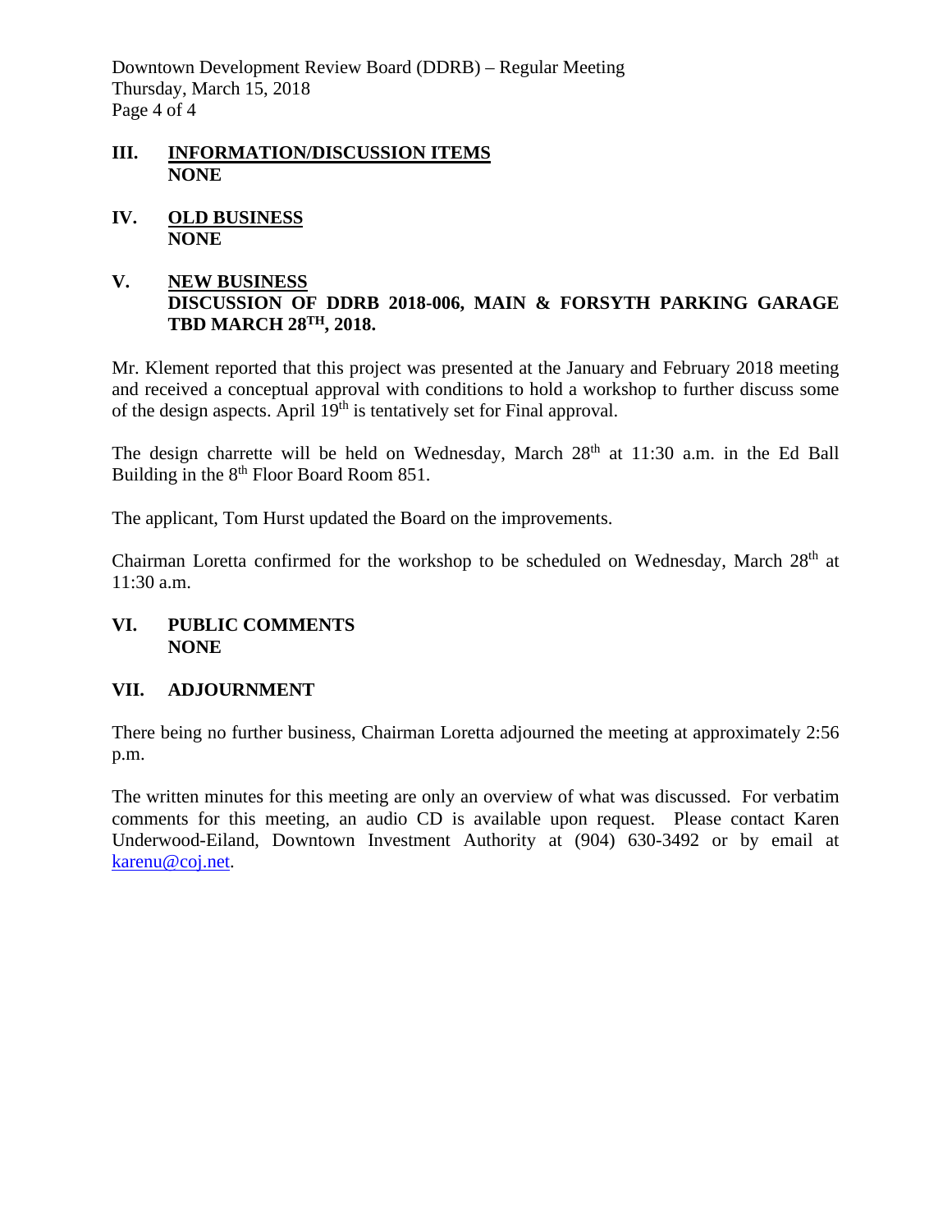## III. INFORMATION/DISCUSSION ITEMS
**NONE**

## IV. OLD BUSINESS
**NONE**

## V. NEW BUSINESS
**DISCUSSION OF DDRB 2018-006, MAIN & FORSYTH PARKING GARAGE TBD MARCH 28TH, 2018.**

Mr. Klement reported that this project was presented at the January and February 2018 meeting and received a conceptual approval with conditions to hold a workshop to further discuss some of the design aspects. April 19th is tentatively set for Final approval.

The design charrette will be held on Wednesday, March 28th at 11:30 a.m. in the Ed Ball Building in the 8th Floor Board Room 851.

The applicant, Tom Hurst updated the Board on the improvements.

Chairman Loretta confirmed for the workshop to be scheduled on Wednesday, March 28th at 11:30 a.m.

## VI. PUBLIC COMMENTS
**NONE**

## VII. ADJOURNMENT

There being no further business, Chairman Loretta adjourned the meeting at approximately 2:56 p.m.

The written minutes for this meeting are only an overview of what was discussed. For verbatim comments for this meeting, an audio CD is available upon request. Please contact Karen Underwood-Eiland, Downtown Investment Authority at (904) 630-3492 or by email at karenu@coj.net.